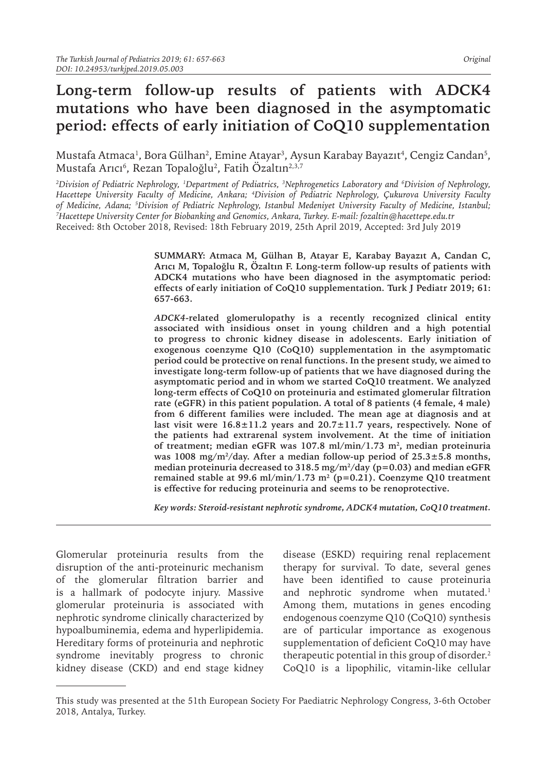# Long-term follow-up results of patients with ADCK4 mutations who have been diagnosed in the asymptomatic period: effects of early initiation of CoQ10 supplementation

Mustafa Atmaca[1], Bora Gülhan[2], Emine Atayar[3], Aysun Karabay Bayazıt[4], Cengiz Candan[5], Mustafa Arıcı[6], Rezan Topaloğlu[2], Fatih Özaltın[2,3,7]

[2]Division of Pediatric Nephrology, [1]Department of Pediatrics, [3]Nephrogenetics Laboratory and [6]Division of Nephrology, Hacettepe University Faculty of Medicine, Ankara; [4]Division of Pediatric Nephrology, Çukurova University Faculty of Medicine, Adana; [5]Division of Pediatric Nephrology, Istanbul Medeniyet University Faculty of Medicine, Istanbul; [7]Hacettepe University Center for Biobanking and Genomics, Ankara, Turkey. E-mail: fozaltin@hacettepe.edu.tr

Received: 8th October 2018, Revised: 18th February 2019, 25th April 2019, Accepted: 3rd July 2019

**SUMMARY: Atmaca M, Gülhan B, Atayar E, Karabay Bayazıt A, Candan C, Arıcı M, Topaloğlu R, Özaltın F. Long-term follow-up results of patients with ADCK4 mutations who have been diagnosed in the asymptomatic period: effects of early initiation of CoQ10 supplementation. Turk J Pediatr 2019; 61: 657-663.**

***ADCK4*-related glomerulopathy is a recently recognized clinical entity associated with insidious onset in young children and a high potential to progress to chronic kidney disease in adolescents. Early initiation of exogenous coenzyme Q10 (CoQ10) supplementation in the asymptomatic period could be protective on renal functions. In the present study, we aimed to investigate long-term follow-up of patients that we have diagnosed during the asymptomatic period and in whom we started CoQ10 treatment. We analyzed long-term effects of CoQ10 on proteinuria and estimated glomerular filtration rate (eGFR) in this patient population. A total of 8 patients (4 female, 4 male) from 6 different families were included. The mean age at diagnosis and at last visit were 16.8±11.2 years and 20.7±11.7 years, respectively. None of the patients had extrarenal system involvement. At the time of initiation of treatment; median eGFR was 107.8 ml/min/1.73 m$^2$, median proteinuria was 1008 mg/m$^2$/day. After a median follow-up period of 25.3±5.8 months, median proteinuria decreased to 318.5 mg/m$^2$/day ($p=0.03$) and median eGFR remained stable at 99.6 ml/min/1.73 m$^2$ ($p=0.21$). Coenzyme Q10 treatment is effective for reducing proteinuria and seems to be renoprotective.**

***Key words: Steroid-resistant nephrotic syndrome, ADCK4 mutation, CoQ10 treatment.***

Glomerular proteinuria results from the disruption of the anti-proteinuric mechanism of the glomerular filtration barrier and is a hallmark of podocyte injury. Massive glomerular proteinuria is associated with nephrotic syndrome clinically characterized by hypoalbuminemia, edema and hyperlipidemia. Hereditary forms of proteinuria and nephrotic syndrome inevitably progress to chronic kidney disease (CKD) and end stage kidney disease (ESKD) requiring renal replacement therapy for survival. To date, several genes have been identified to cause proteinuria and nephrotic syndrome when mutated.[1] Among them, mutations in genes encoding endogenous coenzyme Q10 (CoQ10) synthesis are of particular importance as exogenous supplementation of deficient CoQ10 may have therapeutic potential in this group of disorder.[2] CoQ10 is a lipophilic, vitamin-like cellular

This study was presented at the 51th European Society For Paediatric Nephrology Congress, 3-6th October 2018, Antalya, Turkey.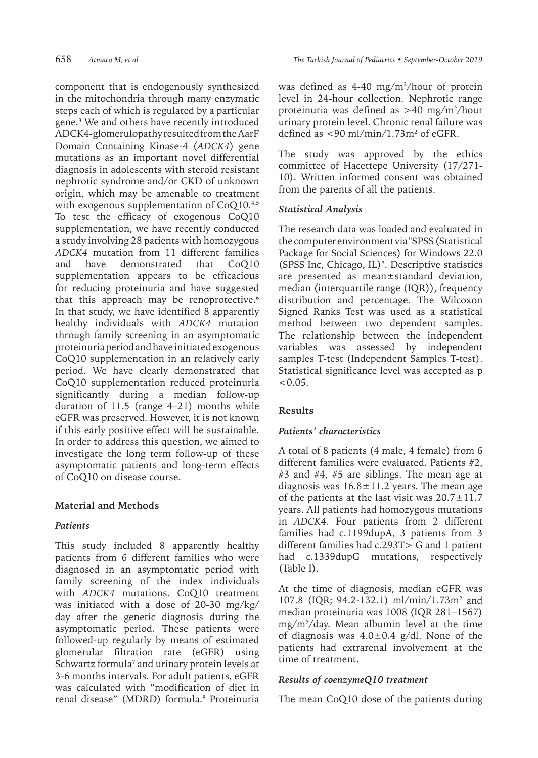component that is endogenously synthesized in the mitochondria through many enzymatic steps each of which is regulated by a particular gene.[3] We and others have recently introduced ADCK4-glomerulopathy resulted from the AarF Domain Containing Kinase-4 (*ADCK4*) gene mutations as an important novel differential diagnosis in adolescents with steroid resistant nephrotic syndrome and/or CKD of unknown origin, which may be amenable to treatment with exogenous supplementation of CoQ10.[4,5] To test the efficacy of exogenous CoQ10 supplementation, we have recently conducted a study involving 28 patients with homozygous *ADCK4* mutation from 11 different families and have demonstrated that CoQ10 supplementation appears to be efficacious for reducing proteinuria and have suggested that this approach may be renoprotective.[6] In that study, we have identified 8 apparently healthy individuals with *ADCK4* mutation through family screening in an asymptomatic proteinuria period and have initiated exogenous CoQ10 supplementation in an relatively early period. We have clearly demonstrated that CoQ10 supplementation reduced proteinuria significantly during a median follow-up duration of 11.5 (range 4–21) months while eGFR was preserved. However, it is not known if this early positive effect will be sustainable. In order to address this question, we aimed to investigate the long term follow-up of these asymptomatic patients and long-term effects of CoQ10 on disease course.

## Material and Methods

### *Patients*

This study included 8 apparently healthy patients from 6 different families who were diagnosed in an asymptomatic period with family screening of the index individuals with *ADCK4* mutations. CoQ10 treatment was initiated with a dose of 20-30 mg/kg/day after the genetic diagnosis during the asymptomatic period. These patients were followed-up regularly by means of estimated glomerular filtration rate (eGFR) using Schwartz formula[7] and urinary protein levels at 3-6 months intervals. For adult patients, eGFR was calculated with "modification of diet in renal disease" (MDRD) formula.[8] Proteinuria was defined as 4-40 mg/m$^2$/hour of protein level in 24-hour collection. Nephrotic range proteinuria was defined as >40 mg/m$^2$/hour urinary protein level. Chronic renal failure was defined as <90 ml/min/1.73m$^2$ of eGFR.

The study was approved by the ethics committee of Hacettepe University (17/271-10). Written informed consent was obtained from the parents of all the patients.

### *Statistical Analysis*

The research data was loaded and evaluated in the computer environment via "SPSS (Statistical Package for Social Sciences) for Windows 22.0 (SPSS Inc, Chicago, IL)". Descriptive statistics are presented as mean±standard deviation, median (interquartile range (IQR)), frequency distribution and percentage. The Wilcoxon Signed Ranks Test was used as a statistical method between two dependent samples. The relationship between the independent variables was assessed by independent samples T-test (Independent Samples T-test). Statistical significance level was accepted as $p < 0.05$.

## Results

### *Patients' characteristics*

A total of 8 patients (4 male, 4 female) from 6 different families were evaluated. Patients #2, #3 and #4, #5 are siblings. The mean age at diagnosis was 16.8±11.2 years. The mean age of the patients at the last visit was 20.7±11.7 years. All patients had homozygous mutations in *ADCK4*. Four patients from 2 different families had c.1199dupA, 3 patients from 3 different families had c.293T> G and 1 patient had c.1339dupG mutations, respectively (Table I).

At the time of diagnosis, median eGFR was 107.8 (IQR; 94.2-132.1) ml/min/1.73m$^2$ and median proteinuria was 1008 (IQR 281–1567) mg/m$^2$/day. Mean albumin level at the time of diagnosis was 4.0±0.4 g/dl. None of the patients had extrarenal involvement at the time of treatment.

### *Results of coenzymeQ10 treatment*

The mean CoQ10 dose of the patients during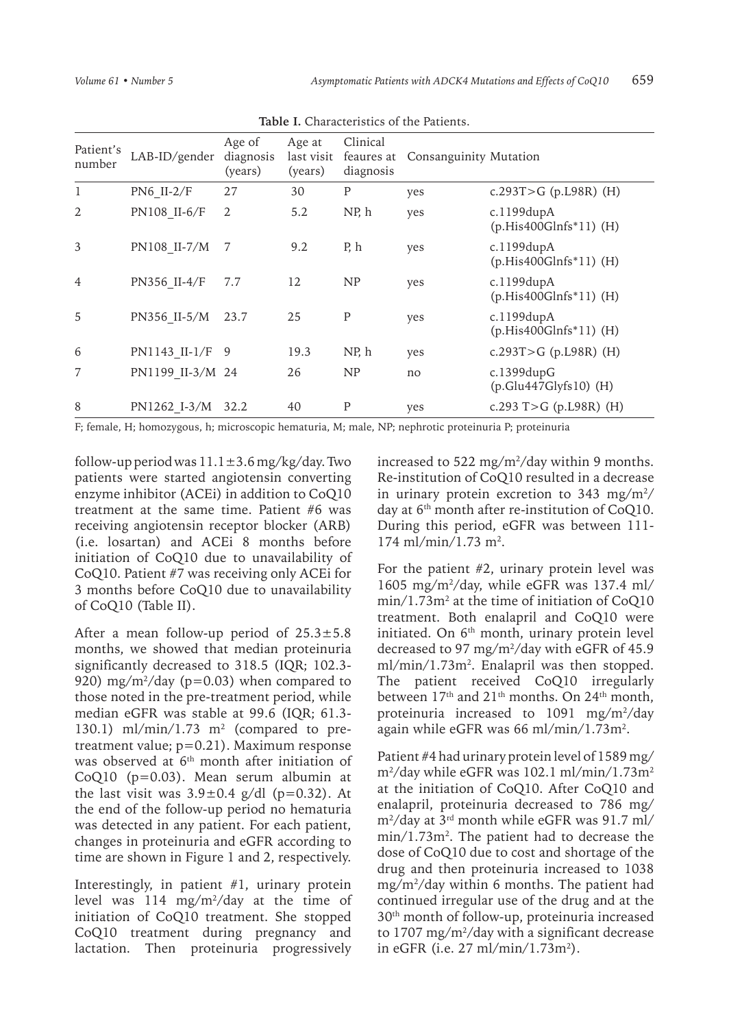**Table I.** Characteristics of the Patients.

| Patient's number | LAB-ID/gender | Age of diagnosis (years) | Age at last visit (years) | Clinical feaures at diagnosis | Consanguinity | Mutation |
|---|---|---|---|---|---|---|
| 1 | PN6_II-2/F | 27 | 30 | P | yes | c.293T>G (p.L98R) (H) |
| 2 | PN108_II-6/F | 2 | 5.2 | NP, h | yes | c.1199dupA (p.His400Glnfs*11) (H) |
| 3 | PN108_II-7/M | 7 | 9.2 | P, h | yes | c.1199dupA (p.His400Glnfs*11) (H) |
| 4 | PN356_II-4/F | 7.7 | 12 | NP | yes | c.1199dupA (p.His400Glnfs*11) (H) |
| 5 | PN356_II-5/M | 23.7 | 25 | P | yes | c.1199dupA (p.His400Glnfs*11) (H) |
| 6 | PN1143_II-1/F | 9 | 19.3 | NP, h | yes | c.293T>G (p.L98R) (H) |
| 7 | PN1199_II-3/M | 24 | 26 | NP | no | c.1399dupG (p.Glu447Glyfs10) (H) |
| 8 | PN1262_I-3/M | 32.2 | 40 | P | yes | c.293 T>G (p.L98R) (H) |

F; female, H; homozygous, h; microscopic hematuria, M; male, NP; nephrotic proteinuria P; proteinuria

follow-up period was 11.1±3.6 mg/kg/day. Two patients were started angiotensin converting enzyme inhibitor (ACEi) in addition to CoQ10 treatment at the same time. Patient #6 was receiving angiotensin receptor blocker (ARB) (i.e. losartan) and ACEi 8 months before initiation of CoQ10 due to unavailability of CoQ10. Patient #7 was receiving only ACEi for 3 months before CoQ10 due to unavailability of CoQ10 (Table II).

After a mean follow-up period of 25.3±5.8 months, we showed that median proteinuria significantly decreased to 318.5 (IQR; 102.3-920) mg/m$^2$/day ($p=0.03$) when compared to those noted in the pre-treatment period, while median eGFR was stable at 99.6 (IQR; 61.3-130.1) ml/min/1.73 m$^2$ (compared to pre-treatment value; $p=0.21$). Maximum response was observed at 6[th] month after initiation of CoQ10 ($p=0.03$). Mean serum albumin at the last visit was 3.9±0.4 g/dl ($p=0.32$). At the end of the follow-up period no hematuria was detected in any patient. For each patient, changes in proteinuria and eGFR according to time are shown in Figure 1 and 2, respectively.

Interestingly, in patient #1, urinary protein level was 114 mg/m$^2$/day at the time of initiation of CoQ10 treatment. She stopped CoQ10 treatment during pregnancy and lactation. Then proteinuria progressively increased to 522 mg/m$^2$/day within 9 months. Re-institution of CoQ10 resulted in a decrease in urinary protein excretion to 343 mg/m$^2$/day at 6[th] month after re-institution of CoQ10. During this period, eGFR was between 111-174 ml/min/1.73 m$^2$.

For the patient #2, urinary protein level was 1605 mg/m$^2$/day, while eGFR was 137.4 ml/min/1.73m$^2$ at the time of initiation of CoQ10 treatment. Both enalapril and CoQ10 were initiated. On 6[th] month, urinary protein level decreased to 97 mg/m$^2$/day with eGFR of 45.9 ml/min/1.73m$^2$. Enalapril was then stopped. The patient received CoQ10 irregularly between 17[th] and 21[th] months. On 24[th] month, proteinuria increased to 1091 mg/m$^2$/day again while eGFR was 66 ml/min/1.73m$^2$.

Patient #4 had urinary protein level of 1589 mg/m$^2$/day while eGFR was 102.1 ml/min/1.73m$^2$ at the initiation of CoQ10. After CoQ10 and enalapril, proteinuria decreased to 786 mg/m$^2$/day at 3[rd] month while eGFR was 91.7 ml/min/1.73m$^2$. The patient had to decrease the dose of CoQ10 due to cost and shortage of the drug and then proteinuria increased to 1038 mg/m$^2$/day within 6 months. The patient had continued irregular use of the drug and at the 30[th] month of follow-up, proteinuria increased to 1707 mg/m$^2$/day with a significant decrease in eGFR (i.e. 27 ml/min/1.73m$^2$).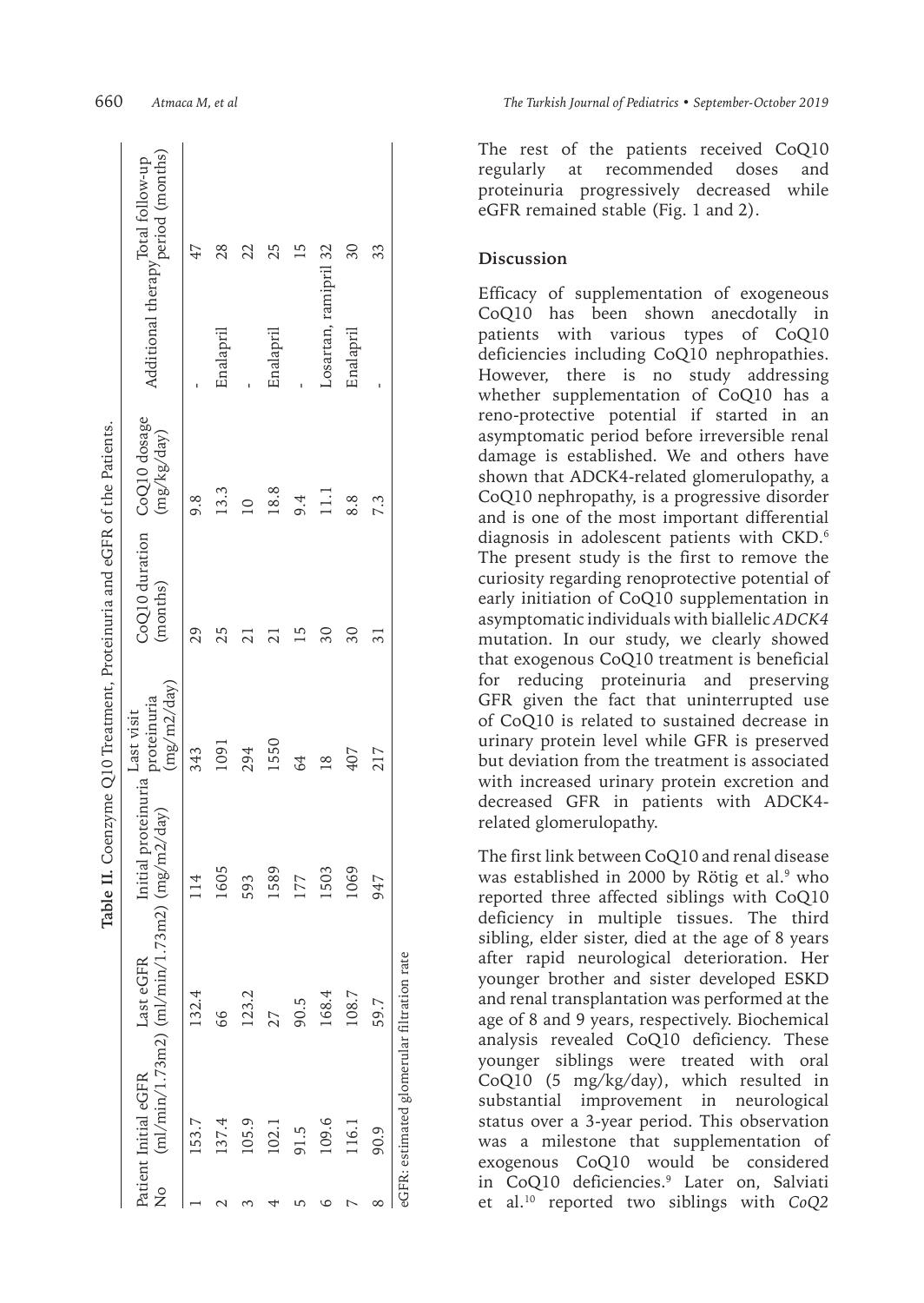**Table II.** Coenzyme Q10 Treatment, Proteinuria and eGFR of the Patients.

| Patient No | Initial eGFR (ml/min/1.73m2) | Last eGFR (ml/min/1.73m2) | Initial proteinuria (mg/m2/day) | Last visit proteinuria (mg/m2/day) | CoQ10 duration (months) | CoQ10 dosage (mg/kg/day) | Additional therapy | Total follow-up period (months) |
|---|---|---|---|---|---|---|---|---|
| 1 | 153.7 | 132.4 | 114 | 343 | 29 | 9.8 | - | 47 |
| 2 | 137.4 | 66 | 1605 | 1091 | 25 | 13.3 | Enalapril | 28 |
| 3 | 105.9 | 123.2 | 593 | 294 | 21 | 10 | - | 22 |
| 4 | 102.1 | 27 | 1589 | 1550 | 21 | 18.8 | Enalapril | 25 |
| 5 | 91.5 | 90.5 | 177 | 64 | 15 | 9.4 | - | 15 |
| 6 | 109.6 | 168.4 | 1503 | 18 | 30 | 11.1 | Losartan, ramipril | 32 |
| 7 | 116.1 | 108.7 | 1069 | 407 | 30 | 8.8 | Enalapril | 30 |
| 8 | 90.9 | 59.7 | 947 | 217 | 31 | 7.3 | - | 33 |

eGFR: estimated glomerular filtration rate

The rest of the patients received CoQ10 regularly at recommended doses and proteinuria progressively decreased while eGFR remained stable (Fig. 1 and 2).

## Discussion

Efficacy of supplementation of exogeneous CoQ10 has been shown anecdotally in patients with various types of CoQ10 deficiencies including CoQ10 nephropathies. However, there is no study addressing whether supplementation of CoQ10 has a reno-protective potential if started in an asymptomatic period before irreversible renal damage is established. We and others have shown that ADCK4-related glomerulopathy, a CoQ10 nephropathy, is a progressive disorder and is one of the most important differential diagnosis in adolescent patients with CKD.[6] The present study is the first to remove the curiosity regarding renoprotective potential of early initiation of CoQ10 supplementation in asymptomatic individuals with biallelic *ADCK4* mutation. In our study, we clearly showed that exogenous CoQ10 treatment is beneficial for reducing proteinuria and preserving GFR given the fact that uninterrupted use of CoQ10 is related to sustained decrease in urinary protein level while GFR is preserved but deviation from the treatment is associated with increased urinary protein excretion and decreased GFR in patients with ADCK4-related glomerulopathy.

The first link between CoQ10 and renal disease was established in 2000 by Rötig et al.[9] who reported three affected siblings with CoQ10 deficiency in multiple tissues. The third sibling, elder sister, died at the age of 8 years after rapid neurological deterioration. Her younger brother and sister developed ESKD and renal transplantation was performed at the age of 8 and 9 years, respectively. Biochemical analysis revealed CoQ10 deficiency. These younger siblings were treated with oral CoQ10 (5 mg/kg/day), which resulted in substantial improvement in neurological status over a 3-year period. This observation was a milestone that supplementation of exogenous CoQ10 would be considered in CoQ10 deficiencies.[9] Later on, Salviati et al.[10] reported two siblings with *CoQ2*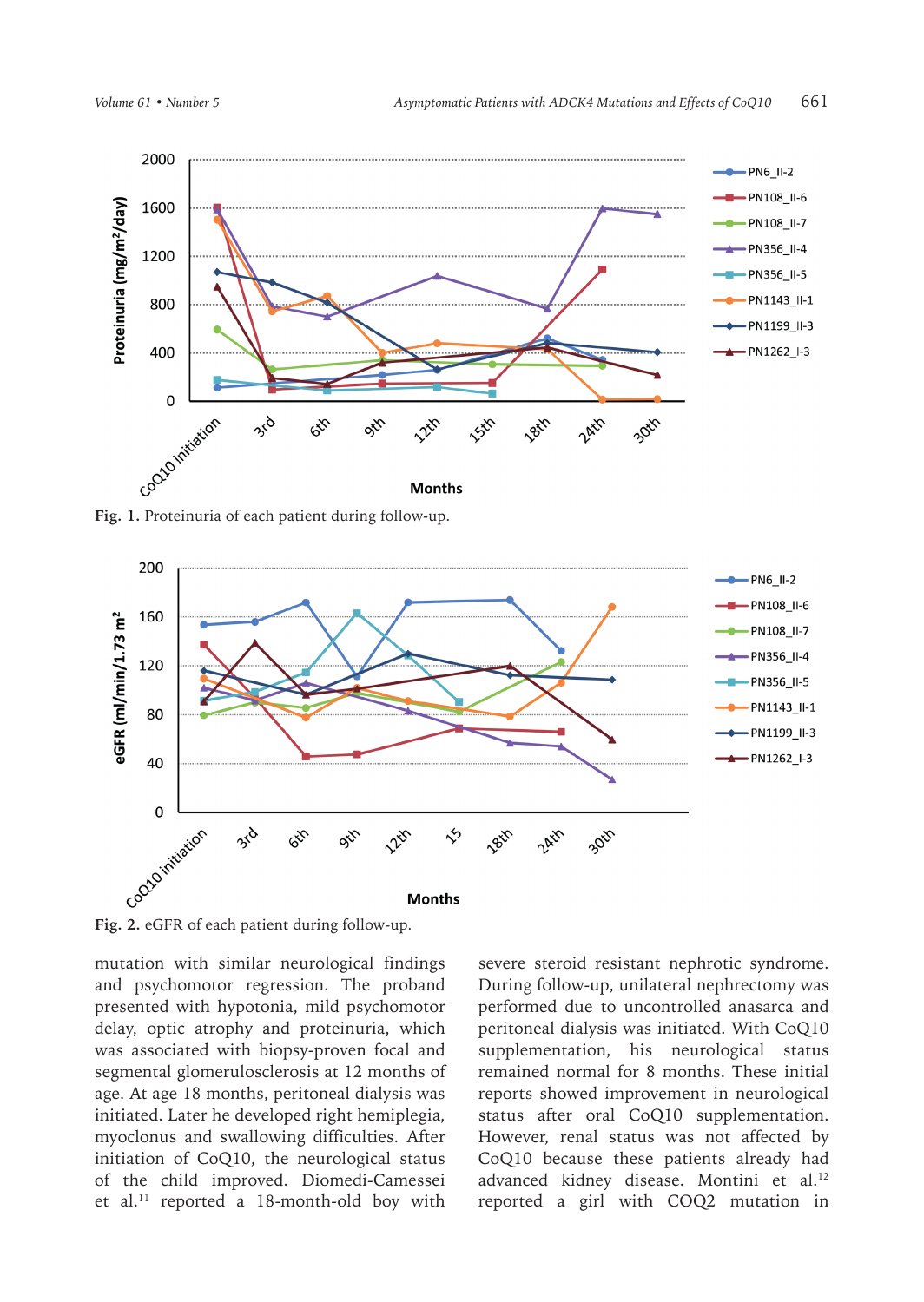2000

1600

1200

800

400

0

Proteinuria (mg/m²/day)

CoQ10 initiation
3rd
6th
9th
12th
15th
18th
24th
30th

Months

PN6_II-2
PN108_II-6
PN108_II-7
PN356_II-4
PN356_II-5
PN1143_II-1
PN1199_II-3
PN1262_I-3

**Fig. 1.** Proteinuria of each patient during follow-up.

200

160

120

80

40

0

eGFR (ml/min/1.73 m²)

CoQ10 initiation
3rd
6th
9th
12th
15
18th
24th
30th

Months

PN6_II-2
PN108_II-6
PN108_II-7
PN356_II-4
PN356_II-5
PN1143_II-1
PN1199_II-3
PN1262_I-3

**Fig. 2.** eGFR of each patient during follow-up.

mutation with similar neurological findings and psychomotor regression. The proband presented with hypotonia, mild psychomotor delay, optic atrophy and proteinuria, which was associated with biopsy-proven focal and segmental glomerulosclerosis at 12 months of age. At age 18 months, peritoneal dialysis was initiated. Later he developed right hemiplegia, myoclonus and swallowing difficulties. After initiation of CoQ10, the neurological status of the child improved. Diomedi-Camessei et al.[11] reported a 18-month-old boy with severe steroid resistant nephrotic syndrome. During follow-up, unilateral nephrectomy was performed due to uncontrolled anasarca and peritoneal dialysis was initiated. With CoQ10 supplementation, his neurological status remained normal for 8 months. These initial reports showed improvement in neurological status after oral CoQ10 supplementation. However, renal status was not affected by CoQ10 because these patients already had advanced kidney disease. Montini et al.[12] reported a girl with COQ2 mutation in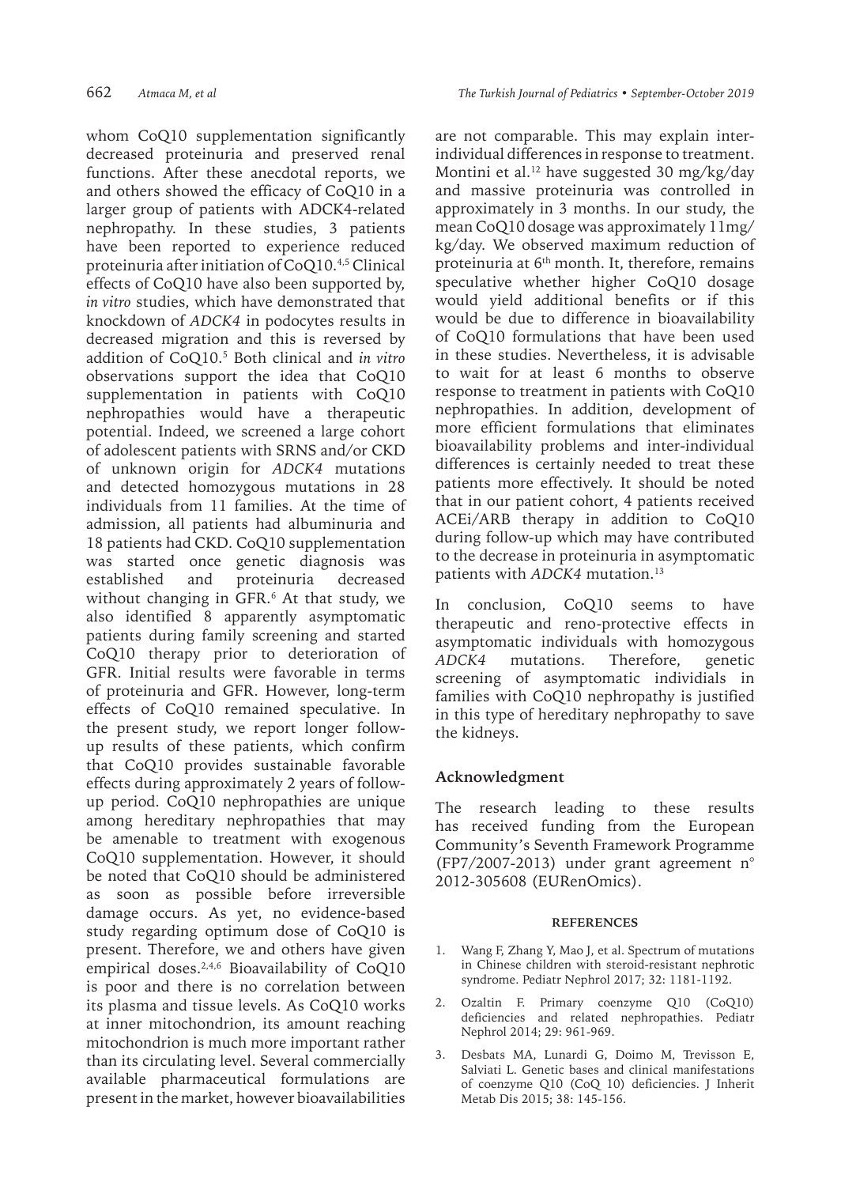whom CoQ10 supplementation significantly decreased proteinuria and preserved renal functions. After these anecdotal reports, we and others showed the efficacy of CoQ10 in a larger group of patients with ADCK4-related nephropathy. In these studies, 3 patients have been reported to experience reduced proteinuria after initiation of CoQ10.[4,5] Clinical effects of CoQ10 have also been supported by, *in vitro* studies, which have demonstrated that knockdown of *ADCK4* in podocytes results in decreased migration and this is reversed by addition of CoQ10.[5] Both clinical and *in vitro* observations support the idea that CoQ10 supplementation in patients with CoQ10 nephropathies would have a therapeutic potential. Indeed, we screened a large cohort of adolescent patients with SRNS and/or CKD of unknown origin for *ADCK4* mutations and detected homozygous mutations in 28 individuals from 11 families. At the time of admission, all patients had albuminuria and 18 patients had CKD. CoQ10 supplementation was started once genetic diagnosis was established and proteinuria decreased without changing in GFR.[6] At that study, we also identified 8 apparently asymptomatic patients during family screening and started CoQ10 therapy prior to deterioration of GFR. Initial results were favorable in terms of proteinuria and GFR. However, long-term effects of CoQ10 remained speculative. In the present study, we report longer follow-up results of these patients, which confirm that CoQ10 provides sustainable favorable effects during approximately 2 years of follow-up period. CoQ10 nephropathies are unique among hereditary nephropathies that may be amenable to treatment with exogenous CoQ10 supplementation. However, it should be noted that CoQ10 should be administered as soon as possible before irreversible damage occurs. As yet, no evidence-based study regarding optimum dose of CoQ10 is present. Therefore, we and others have given empirical doses.[2,4,6] Bioavailability of CoQ10 is poor and there is no correlation between its plasma and tissue levels. As CoQ10 works at inner mitochondrion, its amount reaching mitochondrion is much more important rather than its circulating level. Several commercially available pharmaceutical formulations are present in the market, however bioavailabilities are not comparable. This may explain inter-individual differences in response to treatment. Montini et al.[12] have suggested 30 mg/kg/day and massive proteinuria was controlled in approximately in 3 months. In our study, the mean CoQ10 dosage was approximately 11mg/kg/day. We observed maximum reduction of proteinuria at 6th month. It, therefore, remains speculative whether higher CoQ10 dosage would yield additional benefits or if this would be due to difference in bioavailability of CoQ10 formulations that have been used in these studies. Nevertheless, it is advisable to wait for at least 6 months to observe response to treatment in patients with CoQ10 nephropathies. In addition, development of more efficient formulations that eliminates bioavailability problems and inter-individual differences is certainly needed to treat these patients more effectively. It should be noted that in our patient cohort, 4 patients received ACEi/ARB therapy in addition to CoQ10 during follow-up which may have contributed to the decrease in proteinuria in asymptomatic patients with *ADCK4* mutation.[13]

In conclusion, CoQ10 seems to have therapeutic and reno-protective effects in asymptomatic individuals with homozygous *ADCK4* mutations. Therefore, genetic screening of asymptomatic individials in families with CoQ10 nephropathy is justified in this type of hereditary nephropathy to save the kidneys.

## Acknowledgment

The research leading to these results has received funding from the European Community's Seventh Framework Programme (FP7/2007-2013) under grant agreement n° 2012-305608 (EURenOmics).

## REFERENCES

1. Wang F, Zhang Y, Mao J, et al. Spectrum of mutations in Chinese children with steroid-resistant nephrotic syndrome. Pediatr Nephrol 2017; 32: 1181-1192.
2. Ozaltin F. Primary coenzyme Q10 (CoQ10) deficiencies and related nephropathies. Pediatr Nephrol 2014; 29: 961-969.
3. Desbats MA, Lunardi G, Doimo M, Trevisson E, Salviati L. Genetic bases and clinical manifestations of coenzyme Q10 (CoQ 10) deficiencies. J Inherit Metab Dis 2015; 38: 145-156.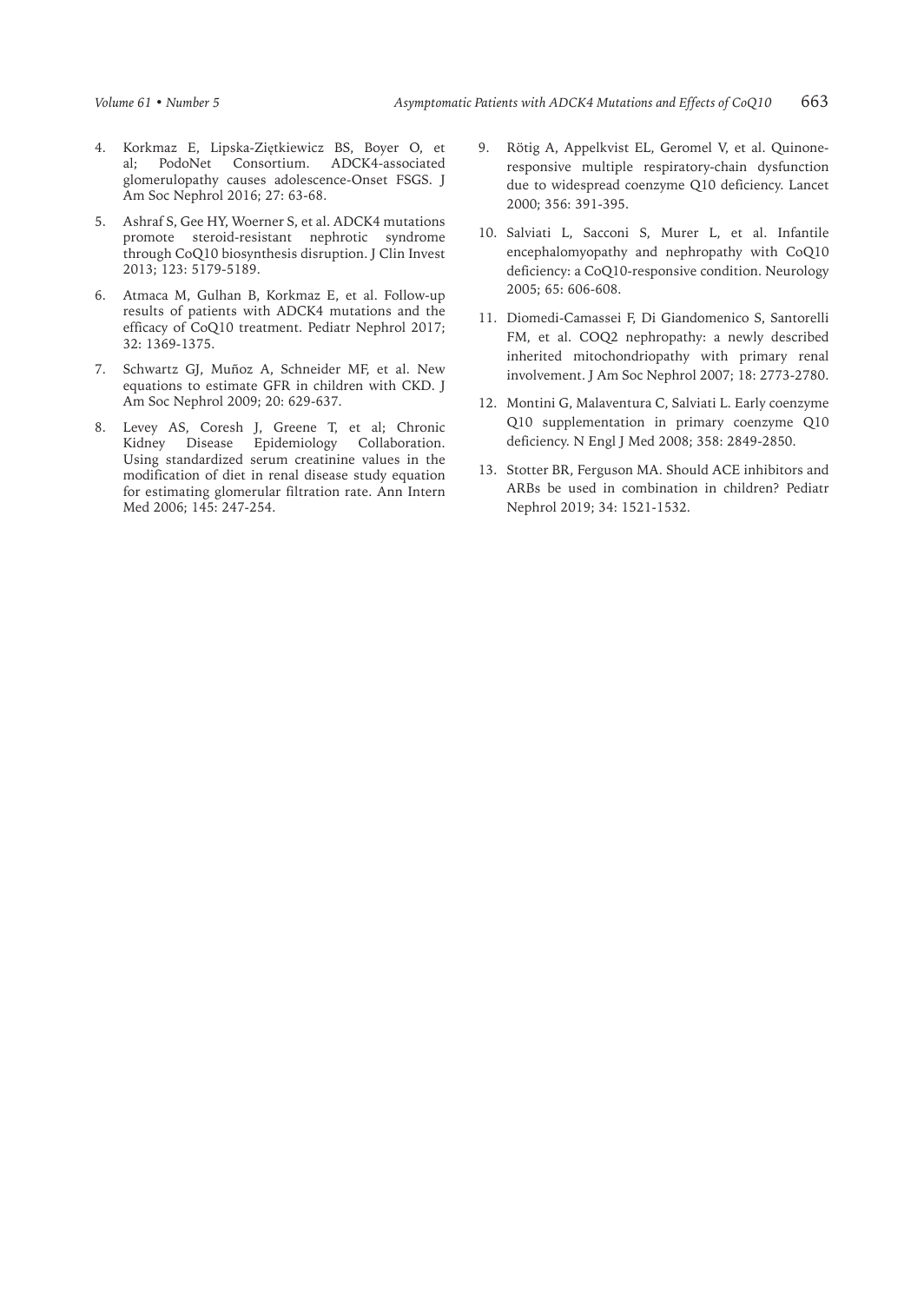4. Korkmaz E, Lipska-Ziętkiewicz BS, Boyer O, et al; PodoNet Consortium. ADCK4-associated glomerulopathy causes adolescence-Onset FSGS. J Am Soc Nephrol 2016; 27: 63-68.
5. Ashraf S, Gee HY, Woerner S, et al. ADCK4 mutations promote steroid-resistant nephrotic syndrome through CoQ10 biosynthesis disruption. J Clin Invest 2013; 123: 5179-5189.
6. Atmaca M, Gulhan B, Korkmaz E, et al. Follow-up results of patients with ADCK4 mutations and the efficacy of CoQ10 treatment. Pediatr Nephrol 2017; 32: 1369-1375.
7. Schwartz GJ, Muñoz A, Schneider MF, et al. New equations to estimate GFR in children with CKD. J Am Soc Nephrol 2009; 20: 629-637.
8. Levey AS, Coresh J, Greene T, et al; Chronic Kidney Disease Epidemiology Collaboration. Using standardized serum creatinine values in the modification of diet in renal disease study equation for estimating glomerular filtration rate. Ann Intern Med 2006; 145: 247-254.
9. Rötig A, Appelkvist EL, Geromel V, et al. Quinone-responsive multiple respiratory-chain dysfunction due to widespread coenzyme Q10 deficiency. Lancet 2000; 356: 391-395.
10. Salviati L, Sacconi S, Murer L, et al. Infantile encephalomyopathy and nephropathy with CoQ10 deficiency: a CoQ10-responsive condition. Neurology 2005; 65: 606-608.
11. Diomedi-Camassei F, Di Giandomenico S, Santorelli FM, et al. COQ2 nephropathy: a newly described inherited mitochondriopathy with primary renal involvement. J Am Soc Nephrol 2007; 18: 2773-2780.
12. Montini G, Malaventura C, Salviati L. Early coenzyme Q10 supplementation in primary coenzyme Q10 deficiency. N Engl J Med 2008; 358: 2849-2850.
13. Stotter BR, Ferguson MA. Should ACE inhibitors and ARBs be used in combination in children? Pediatr Nephrol 2019; 34: 1521-1532.